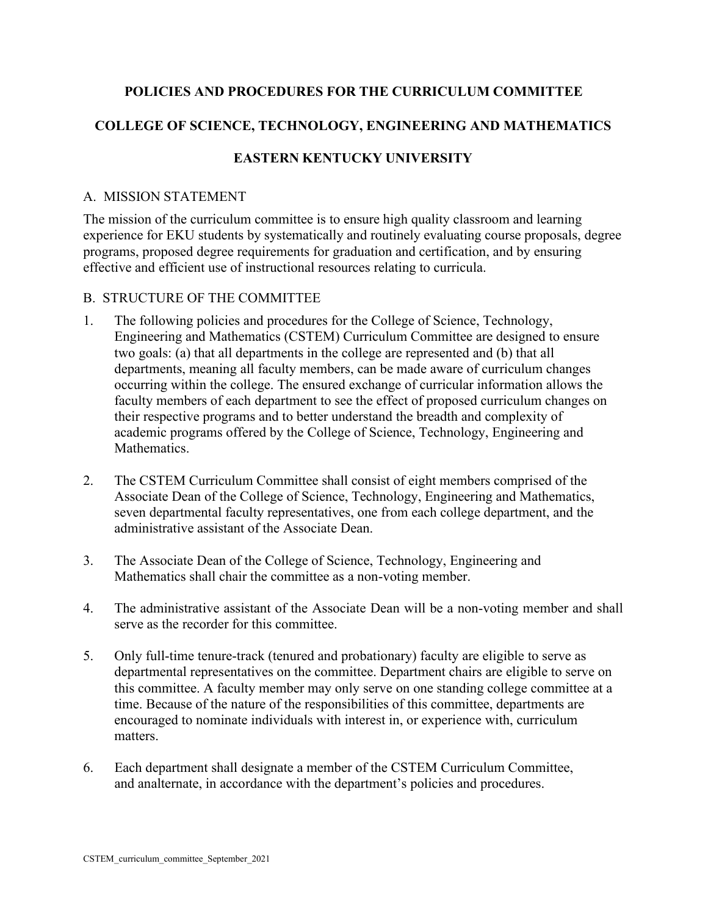# POLICIES AND PROCEDURES FOR THE CURRICULUM COMMITTEE

# COLLEGE OF SCIENCE, TECHNOLOGY, ENGINEERING AND MATHEMATICS

# EASTERN KENTUCKY UNIVERSITY

## A. MISSION STATEMENT

The mission of the curriculum committee is to ensure high quality classroom and learning experience for EKU students by systematically and routinely evaluating course proposals, degree programs, proposed degree requirements for graduation and certification, and by ensuring effective and efficient use of instructional resources relating to curricula.

## B. STRUCTURE OF THE COMMITTEE

1. The following policies and procedures for the College of Science, Technology, Engineering and Mathematics (CSTEM) Curriculum Committee are designed to ensure two goals: (a) that all departments in the college are represented and (b) that all departments, meaning all faculty members, can be made aware of curriculum changes occurring within the college. The ensured exchange of curricular information allows the faculty members of each department to see the effect of proposed curriculum changes on their respective programs and to better understand the breadth and complexity of academic programs offered by the College of Science, Technology, Engineering and Mathematics.

2. The CSTEM Curriculum Committee shall consist of eight members comprised of the Associate Dean of the College of Science, Technology, Engineering and Mathematics, seven departmental faculty representatives, one from each college department, and the administrative assistant of the Associate Dean.

3. The Associate Dean of the College of Science, Technology, Engineering and Mathematics shall chair the committee as a non-voting member.

4. The administrative assistant of the Associate Dean will be a non-voting member and shall serve as the recorder for this committee.

5. Only full-time tenure-track (tenured and probationary) faculty are eligible to serve as departmental representatives on the committee. Department chairs are eligible to serve on this committee. A faculty member may only serve on one standing college committee at a time. Because of the nature of the responsibilities of this committee, departments are encouraged to nominate individuals with interest in, or experience with, curriculum matters.

6. Each department shall designate a member of the CSTEM Curriculum Committee, and analternate, in accordance with the department's policies and procedures.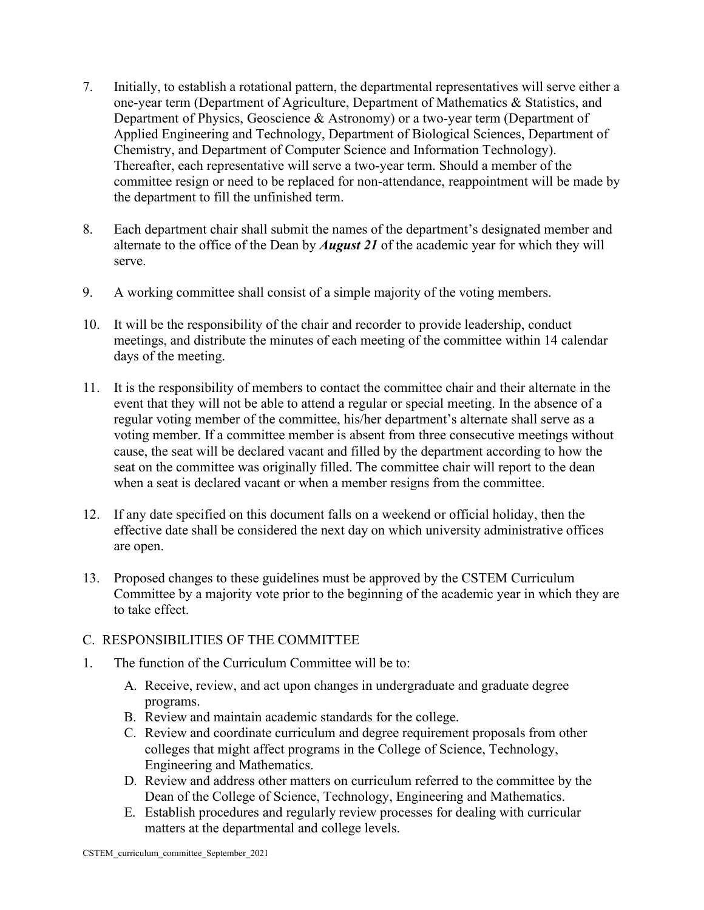7. Initially, to establish a rotational pattern, the departmental representatives will serve either a one-year term (Department of Agriculture, Department of Mathematics & Statistics, and Department of Physics, Geoscience & Astronomy) or a two-year term (Department of Applied Engineering and Technology, Department of Biological Sciences, Department of Chemistry, and Department of Computer Science and Information Technology). Thereafter, each representative will serve a two-year term. Should a member of the committee resign or need to be replaced for non-attendance, reappointment will be made by the department to fill the unfinished term.

8. Each department chair shall submit the names of the department's designated member and alternate to the office of the Dean by ***August 21*** of the academic year for which they will serve.

9. A working committee shall consist of a simple majority of the voting members.

10. It will be the responsibility of the chair and recorder to provide leadership, conduct meetings, and distribute the minutes of each meeting of the committee within 14 calendar days of the meeting.

11. It is the responsibility of members to contact the committee chair and their alternate in the event that they will not be able to attend a regular or special meeting. In the absence of a regular voting member of the committee, his/her department's alternate shall serve as a voting member. If a committee member is absent from three consecutive meetings without cause, the seat will be declared vacant and filled by the department according to how the seat on the committee was originally filled. The committee chair will report to the dean when a seat is declared vacant or when a member resigns from the committee.

12. If any date specified on this document falls on a weekend or official holiday, then the effective date shall be considered the next day on which university administrative offices are open.

13. Proposed changes to these guidelines must be approved by the CSTEM Curriculum Committee by a majority vote prior to the beginning of the academic year in which they are to take effect.

## C. RESPONSIBILITIES OF THE COMMITTEE

1. The function of the Curriculum Committee will be to:

    A. Receive, review, and act upon changes in undergraduate and graduate degree programs.
    B. Review and maintain academic standards for the college.
    C. Review and coordinate curriculum and degree requirement proposals from other colleges that might affect programs in the College of Science, Technology, Engineering and Mathematics.
    D. Review and address other matters on curriculum referred to the committee by the Dean of the College of Science, Technology, Engineering and Mathematics.
    E. Establish procedures and regularly review processes for dealing with curricular matters at the departmental and college levels.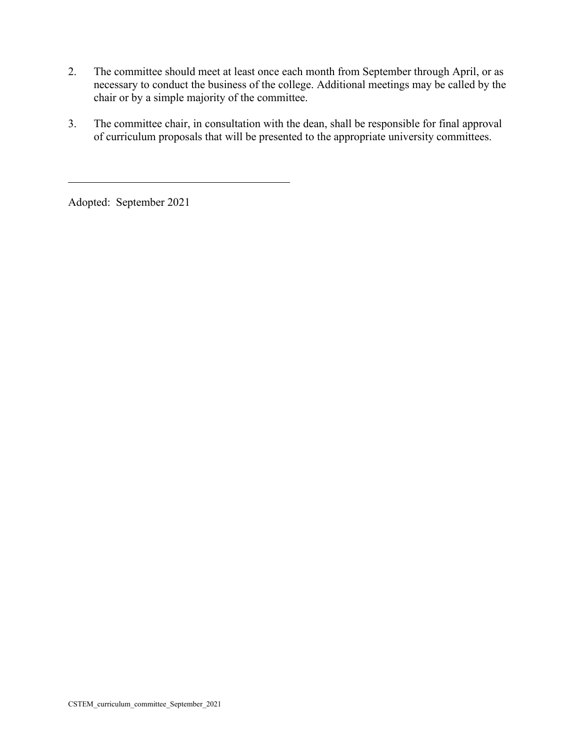2. The committee should meet at least once each month from September through April, or as necessary to conduct the business of the college. Additional meetings may be called by the chair or by a simple majority of the committee.

3. The committee chair, in consultation with the dean, shall be responsible for final approval of curriculum proposals that will be presented to the appropriate university committees.

---

Adopted: September 2021